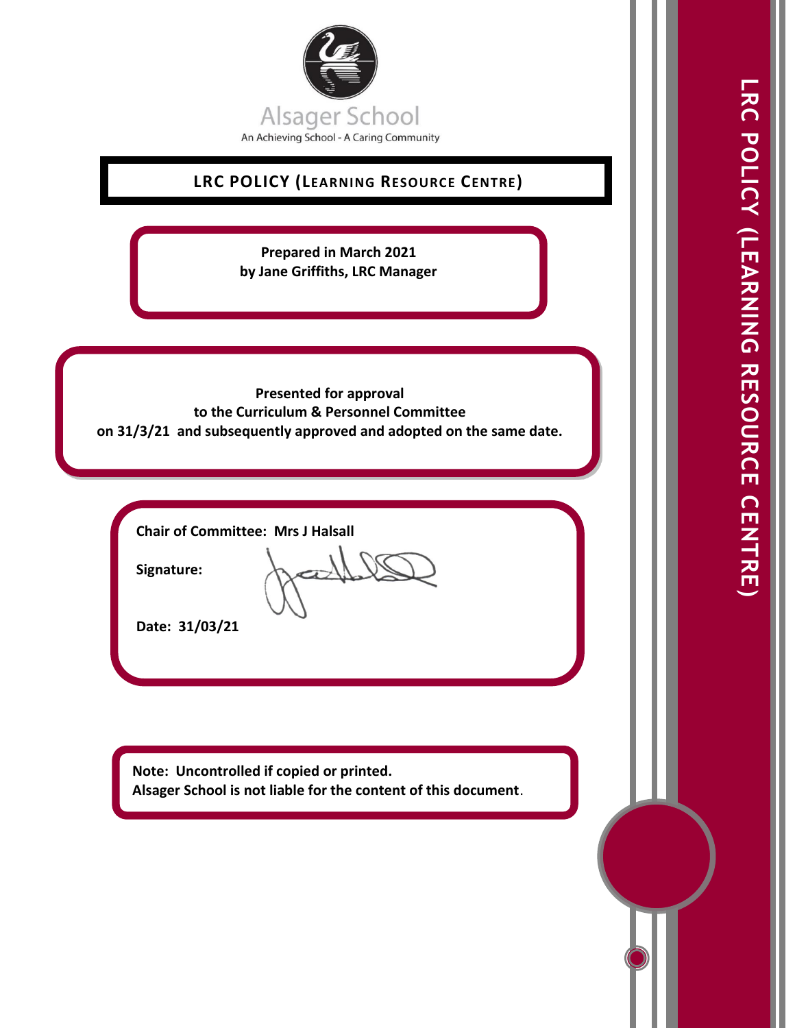Alsager School

An Achieving School - A Caring Community

# LRC POLICY (LEARNING RESOURCE CENTRE)

**Prepared in March 2021**
**by Jane Griffiths, LRC Manager**

**Presented for approval**
**to the Curriculum & Personnel Committee**
**on 31/3/21 and subsequently approved and adopted on the same date.**

**Chair of Committee: Mrs J Halsall**

**Signature:**

**Date: 31/03/21**

**Note: Uncontrolled if copied or printed.**
**Alsager School is not liable for the content of this document**.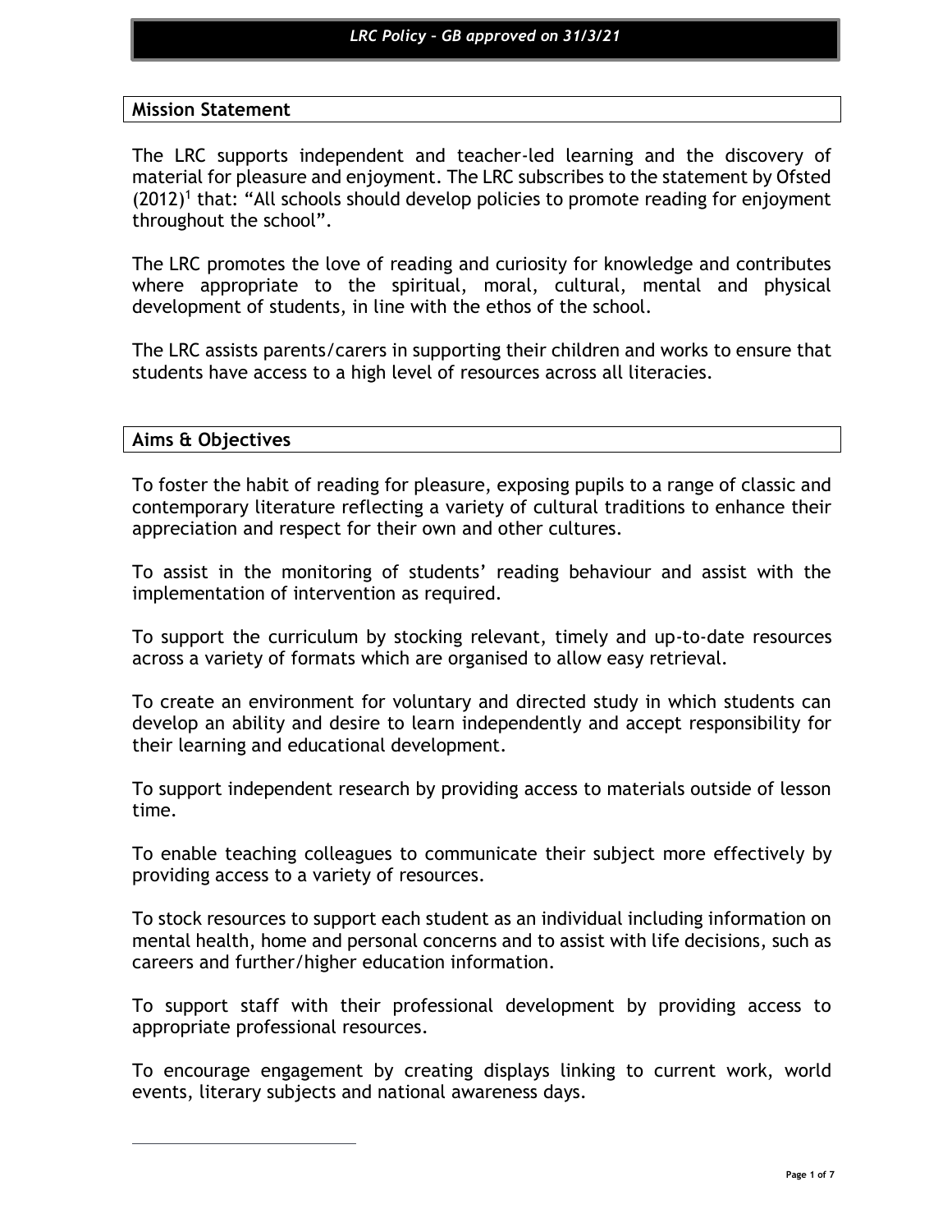## Mission Statement

The LRC supports independent and teacher-led learning and the discovery of material for pleasure and enjoyment. The LRC subscribes to the statement by Ofsted (2012)[1] that: “All schools should develop policies to promote reading for enjoyment throughout the school”.

The LRC promotes the love of reading and curiosity for knowledge and contributes where appropriate to the spiritual, moral, cultural, mental and physical development of students, in line with the ethos of the school.

The LRC assists parents/carers in supporting their children and works to ensure that students have access to a high level of resources across all literacies.

## Aims & Objectives

To foster the habit of reading for pleasure, exposing pupils to a range of classic and contemporary literature reflecting a variety of cultural traditions to enhance their appreciation and respect for their own and other cultures.

To assist in the monitoring of students’ reading behaviour and assist with the implementation of intervention as required.

To support the curriculum by stocking relevant, timely and up-to-date resources across a variety of formats which are organised to allow easy retrieval.

To create an environment for voluntary and directed study in which students can develop an ability and desire to learn independently and accept responsibility for their learning and educational development.

To support independent research by providing access to materials outside of lesson time.

To enable teaching colleagues to communicate their subject more effectively by providing access to a variety of resources.

To stock resources to support each student as an individual including information on mental health, home and personal concerns and to assist with life decisions, such as careers and further/higher education information.

To support staff with their professional development by providing access to appropriate professional resources.

To encourage engagement by creating displays linking to current work, world events, literary subjects and national awareness days.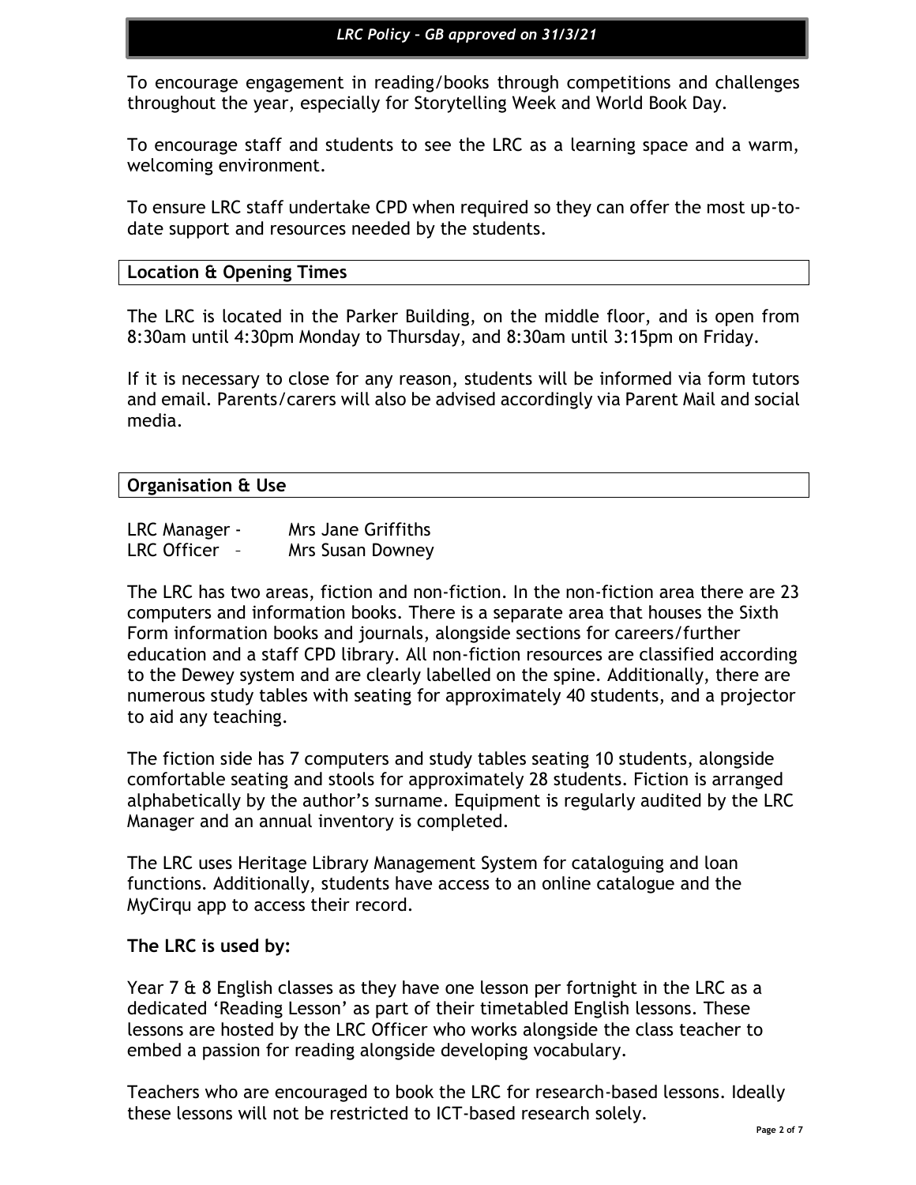To encourage engagement in reading/books through competitions and challenges throughout the year, especially for Storytelling Week and World Book Day.

To encourage staff and students to see the LRC as a learning space and a warm, welcoming environment.

To ensure LRC staff undertake CPD when required so they can offer the most up-to-date support and resources needed by the students.

## Location & Opening Times

The LRC is located in the Parker Building, on the middle floor, and is open from 8:30am until 4:30pm Monday to Thursday, and 8:30am until 3:15pm on Friday.

If it is necessary to close for any reason, students will be informed via form tutors and email. Parents/carers will also be advised accordingly via Parent Mail and social media.

## Organisation & Use

LRC Manager - Mrs Jane Griffiths
LRC Officer – Mrs Susan Downey

The LRC has two areas, fiction and non-fiction. In the non-fiction area there are 23 computers and information books. There is a separate area that houses the Sixth Form information books and journals, alongside sections for careers/further education and a staff CPD library. All non-fiction resources are classified according to the Dewey system and are clearly labelled on the spine. Additionally, there are numerous study tables with seating for approximately 40 students, and a projector to aid any teaching.

The fiction side has 7 computers and study tables seating 10 students, alongside comfortable seating and stools for approximately 28 students. Fiction is arranged alphabetically by the author's surname. Equipment is regularly audited by the LRC Manager and an annual inventory is completed.

The LRC uses Heritage Library Management System for cataloguing and loan functions. Additionally, students have access to an online catalogue and the MyCirqu app to access their record.

**The LRC is used by:**

Year 7 & 8 English classes as they have one lesson per fortnight in the LRC as a dedicated 'Reading Lesson' as part of their timetabled English lessons. These lessons are hosted by the LRC Officer who works alongside the class teacher to embed a passion for reading alongside developing vocabulary.

Teachers who are encouraged to book the LRC for research-based lessons. Ideally these lessons will not be restricted to ICT-based research solely.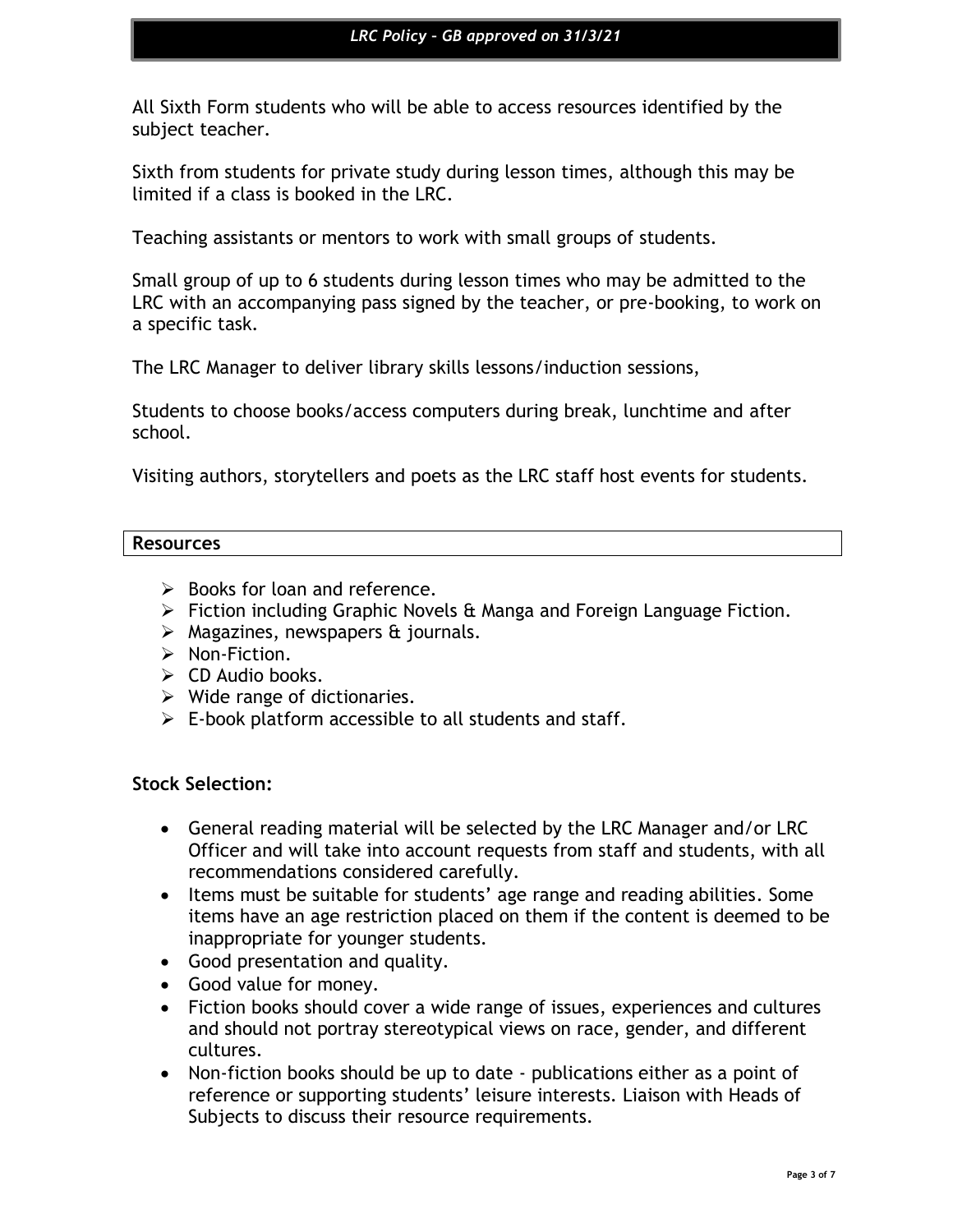All Sixth Form students who will be able to access resources identified by the subject teacher.

Sixth from students for private study during lesson times, although this may be limited if a class is booked in the LRC.

Teaching assistants or mentors to work with small groups of students.

Small group of up to 6 students during lesson times who may be admitted to the LRC with an accompanying pass signed by the teacher, or pre-booking, to work on a specific task.

The LRC Manager to deliver library skills lessons/induction sessions,

Students to choose books/access computers during break, lunchtime and after school.

Visiting authors, storytellers and poets as the LRC staff host events for students.

## Resources

- Books for loan and reference.
- Fiction including Graphic Novels & Manga and Foreign Language Fiction.
- Magazines, newspapers & journals.
- Non-Fiction.
- CD Audio books.
- Wide range of dictionaries.
- E-book platform accessible to all students and staff.

### Stock Selection:

- General reading material will be selected by the LRC Manager and/or LRC Officer and will take into account requests from staff and students, with all recommendations considered carefully.
- Items must be suitable for students' age range and reading abilities. Some items have an age restriction placed on them if the content is deemed to be inappropriate for younger students.
- Good presentation and quality.
- Good value for money.
- Fiction books should cover a wide range of issues, experiences and cultures and should not portray stereotypical views on race, gender, and different cultures.
- Non-fiction books should be up to date - publications either as a point of reference or supporting students' leisure interests. Liaison with Heads of Subjects to discuss their resource requirements.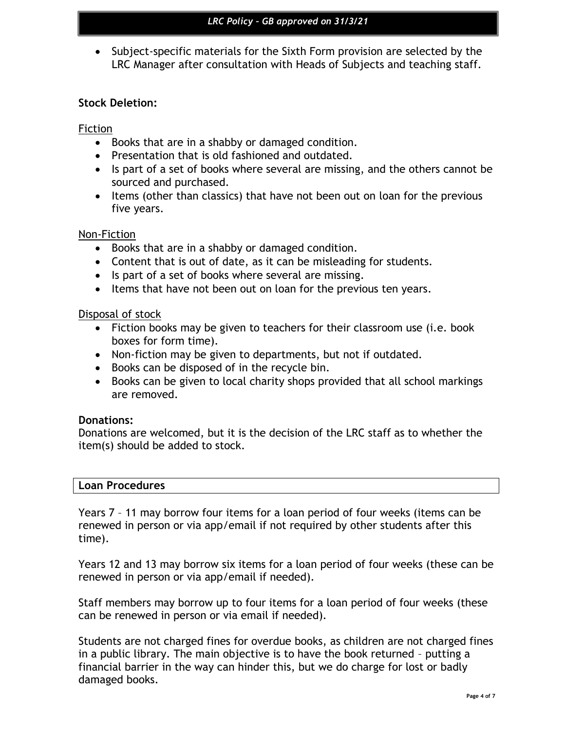- Subject-specific materials for the Sixth Form provision are selected by the LRC Manager after consultation with Heads of Subjects and teaching staff.

**Stock Deletion:**

Fiction

- Books that are in a shabby or damaged condition.
- Presentation that is old fashioned and outdated.
- Is part of a set of books where several are missing, and the others cannot be sourced and purchased.
- Items (other than classics) that have not been out on loan for the previous five years.

Non-Fiction

- Books that are in a shabby or damaged condition.
- Content that is out of date, as it can be misleading for students.
- Is part of a set of books where several are missing.
- Items that have not been out on loan for the previous ten years.

Disposal of stock

- Fiction books may be given to teachers for their classroom use (i.e. book boxes for form time).
- Non-fiction may be given to departments, but not if outdated.
- Books can be disposed of in the recycle bin.
- Books can be given to local charity shops provided that all school markings are removed.

**Donations:**

Donations are welcomed, but it is the decision of the LRC staff as to whether the item(s) should be added to stock.

## Loan Procedures

Years 7 – 11 may borrow four items for a loan period of four weeks (items can be renewed in person or via app/email if not required by other students after this time).

Years 12 and 13 may borrow six items for a loan period of four weeks (these can be renewed in person or via app/email if needed).

Staff members may borrow up to four items for a loan period of four weeks (these can be renewed in person or via email if needed).

Students are not charged fines for overdue books, as children are not charged fines in a public library. The main objective is to have the book returned – putting a financial barrier in the way can hinder this, but we do charge for lost or badly damaged books.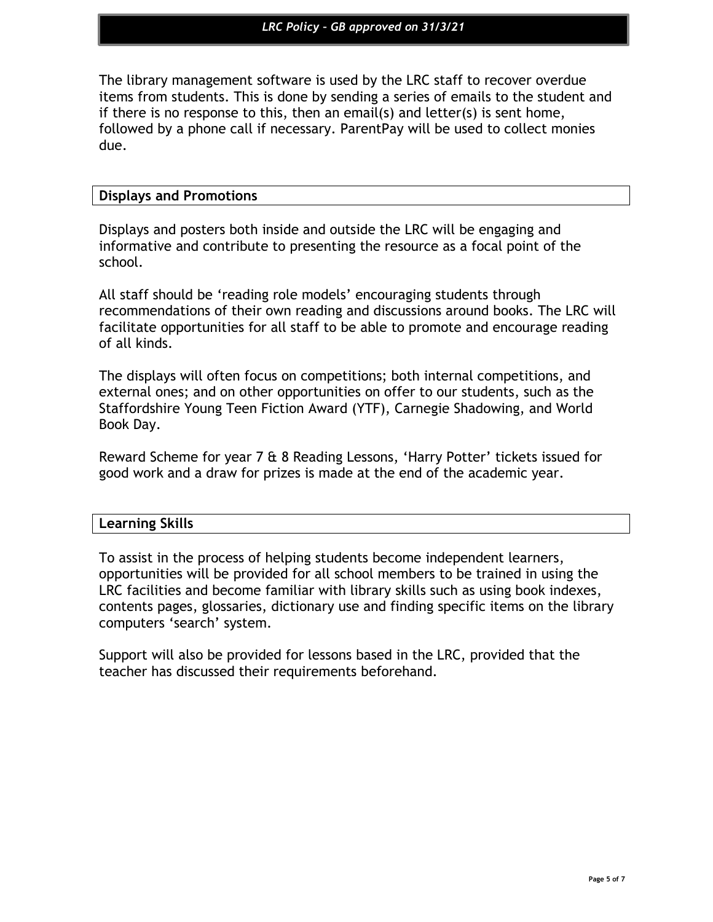The library management software is used by the LRC staff to recover overdue items from students. This is done by sending a series of emails to the student and if there is no response to this, then an email(s) and letter(s) is sent home, followed by a phone call if necessary. ParentPay will be used to collect monies due.

## Displays and Promotions

Displays and posters both inside and outside the LRC will be engaging and informative and contribute to presenting the resource as a focal point of the school.

All staff should be 'reading role models' encouraging students through recommendations of their own reading and discussions around books. The LRC will facilitate opportunities for all staff to be able to promote and encourage reading of all kinds.

The displays will often focus on competitions; both internal competitions, and external ones; and on other opportunities on offer to our students, such as the Staffordshire Young Teen Fiction Award (YTF), Carnegie Shadowing, and World Book Day.

Reward Scheme for year 7 & 8 Reading Lessons, 'Harry Potter' tickets issued for good work and a draw for prizes is made at the end of the academic year.

## Learning Skills

To assist in the process of helping students become independent learners, opportunities will be provided for all school members to be trained in using the LRC facilities and become familiar with library skills such as using book indexes, contents pages, glossaries, dictionary use and finding specific items on the library computers 'search' system.

Support will also be provided for lessons based in the LRC, provided that the teacher has discussed their requirements beforehand.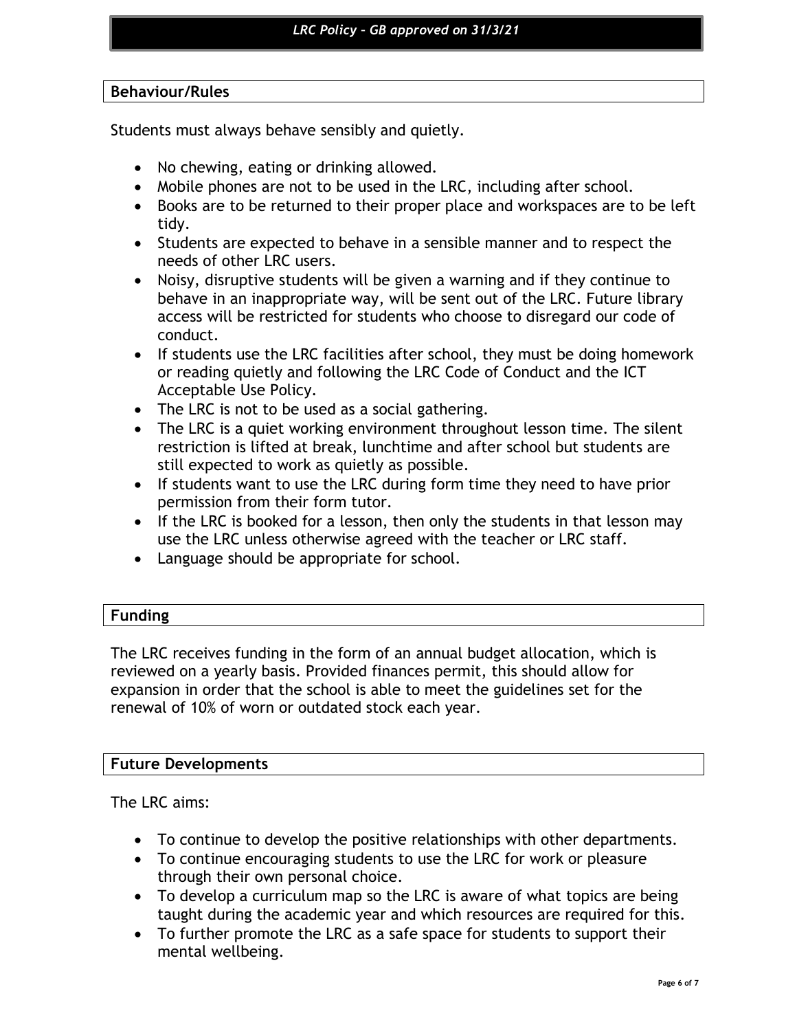## Behaviour/Rules

Students must always behave sensibly and quietly.

- No chewing, eating or drinking allowed.
- Mobile phones are not to be used in the LRC, including after school.
- Books are to be returned to their proper place and workspaces are to be left tidy.
- Students are expected to behave in a sensible manner and to respect the needs of other LRC users.
- Noisy, disruptive students will be given a warning and if they continue to behave in an inappropriate way, will be sent out of the LRC. Future library access will be restricted for students who choose to disregard our code of conduct.
- If students use the LRC facilities after school, they must be doing homework or reading quietly and following the LRC Code of Conduct and the ICT Acceptable Use Policy.
- The LRC is not to be used as a social gathering.
- The LRC is a quiet working environment throughout lesson time. The silent restriction is lifted at break, lunchtime and after school but students are still expected to work as quietly as possible.
- If students want to use the LRC during form time they need to have prior permission from their form tutor.
- If the LRC is booked for a lesson, then only the students in that lesson may use the LRC unless otherwise agreed with the teacher or LRC staff.
- Language should be appropriate for school.

## Funding

The LRC receives funding in the form of an annual budget allocation, which is reviewed on a yearly basis. Provided finances permit, this should allow for expansion in order that the school is able to meet the guidelines set for the renewal of 10% of worn or outdated stock each year.

## Future Developments

The LRC aims:

- To continue to develop the positive relationships with other departments.
- To continue encouraging students to use the LRC for work or pleasure through their own personal choice.
- To develop a curriculum map so the LRC is aware of what topics are being taught during the academic year and which resources are required for this.
- To further promote the LRC as a safe space for students to support their mental wellbeing.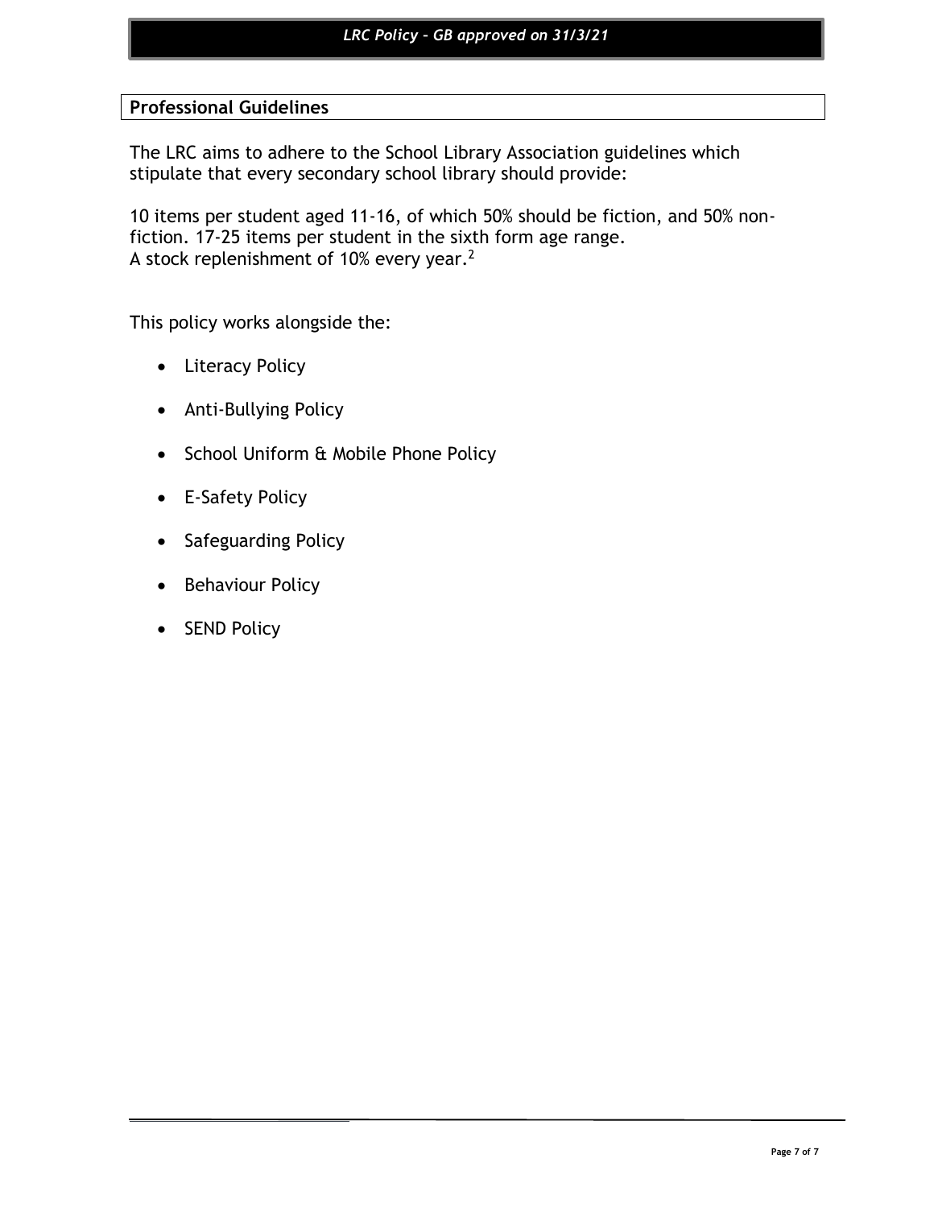## Professional Guidelines

The LRC aims to adhere to the School Library Association guidelines which stipulate that every secondary school library should provide:

10 items per student aged 11-16, of which 50% should be fiction, and 50% non-fiction. 17-25 items per student in the sixth form age range.
A stock replenishment of 10% every year.[2]

This policy works alongside the:

- Literacy Policy
- Anti-Bullying Policy
- School Uniform & Mobile Phone Policy
- E-Safety Policy
- Safeguarding Policy
- Behaviour Policy
- SEND Policy